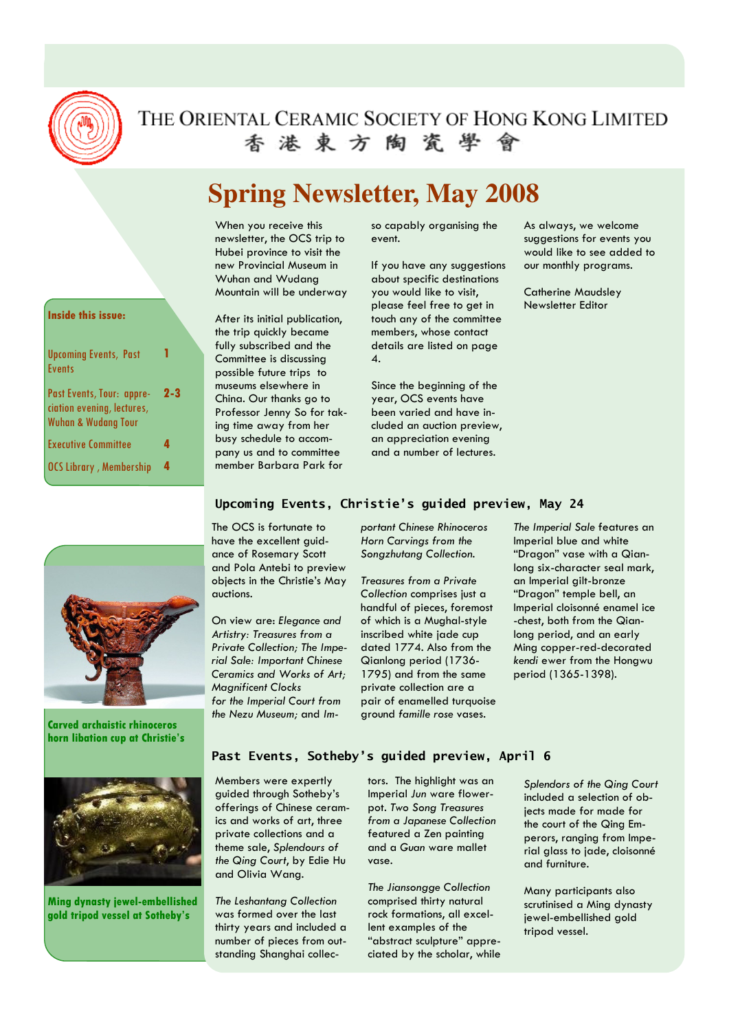# THE ORIENTAL CERAMIC SOCIETY OF HONG KONG LIMITED

香 港 東 方 陶 瓷 學 會

## Spring Newsletter, May 2008

When you receive this newsletter, the OCS trip to Hubei province to visit the new Provincial Museum in Wuhan and Wudang Mountain will be underway

After its initial publication, the trip quickly became fully subscribed and the Committee is discussing possible future trips to museums elsewhere in China. Our thanks go to Professor Jenny So for taking time away from her busy schedule to accompany us and to committee member Barbara Park for so capably organising the event.

If you have any suggestions about specific destinations you would like to visit, please feel free to get in touch any of the committee members, whose contact details are listed on page 4.

Since the beginning of the year, OCS events have been varied and have included an auction preview, an appreciation evening and a number of lectures.

As always, we welcome suggestions for events you would like to see added to our monthly programs.

Catherine Maudsley
Newsletter Editor

**Inside this issue:**

| | |
|---|---|
| Upcoming Events, Past Events | 1 |
| Past Events, Tour: appreciation evening, lectures, Wuhan & Wudang Tour | 2-3 |
| Executive Committee | 4 |
| OCS Library , Membership | 4 |

### Upcoming Events, Christie's guided preview, May 24

The OCS is fortunate to have the excellent guidance of Rosemary Scott and Pola Antebi to preview objects in the Christie's May auctions.

On view are: *Elegance and Artistry: Treasures from a Private Collection; The Imperial Sale: Important Chinese Ceramics and Works of Art; Magnificent Clocks for the Imperial Court from the Nezu Museum*; and *Important Chinese Rhinoceros Horn Carvings from the Songzhutang Collection.*

*Treasures from a Private Collection* comprises just a handful of pieces, foremost of which is a Mughal-style inscribed white jade cup dated 1774. Also from the Qianlong period (1736-1795) and from the same private collection are a pair of enamelled turquoise ground *famille rose* vases.

*The Imperial Sale* features an Imperial blue and white "Dragon" vase with a Qianlong six-character seal mark, an Imperial gilt-bronze "Dragon" temple bell, an Imperial cloisonné enamel ice -chest, both from the Qianlong period, and an early Ming copper-red-decorated *kendi* ewer from the Hongwu period (1365-1398).

**Carved archaistic rhinoceros horn libation cup at Christie's**

### Past Events, Sotheby's guided preview, April 6

Members were expertly guided through Sotheby's offerings of Chinese ceramics and works of art, three private collections and a theme sale, *Splendours of the Qing Court*, by Edie Hu and Olivia Wang.

*The Leshantang Collection* was formed over the last thirty years and included a number of pieces from outstanding Shanghai collectors. The highlight was an Imperial *Jun* ware flowerpot. *Two Song Treasures from a Japanese Collection* featured a Zen painting and a *Guan* ware mallet vase.

*The Jiansongge Collection* comprised thirty natural rock formations, all excellent examples of the "abstract sculpture" appreciated by the scholar, while *Splendors of the Qing Court* included a selection of objects made for made for the court of the Qing Emperors, ranging from Imperial glass to jade, cloisonné and furniture.

Many participants also scrutinised a Ming dynasty jewel-embellished gold tripod vessel.

**Ming dynasty jewel-embellished gold tripod vessel at Sotheby's**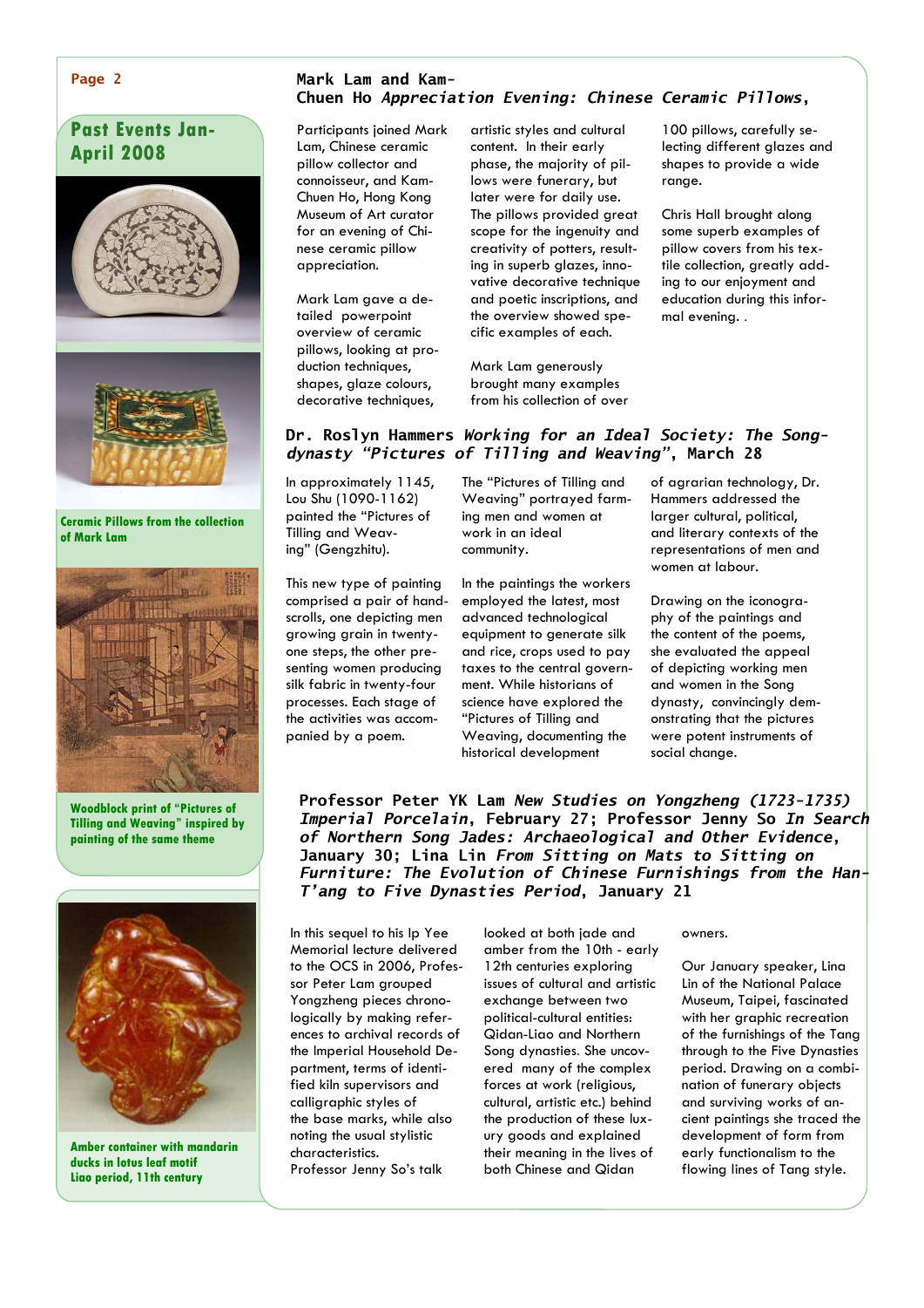## Past Events Jan-April 2008

Ceramic Pillows from the collection of Mark Lam

Woodblock print of "Pictures of Tilling and Weaving" inspired by painting of the same theme

Amber container with mandarin ducks in lotus leaf motif Liao period, 11th century

### Mark Lam and Kam-Chuen Ho *Appreciation Evening: Chinese Ceramic Pillows*,

Participants joined Mark Lam, Chinese ceramic pillow collector and connoisseur, and Kam-Chuen Ho, Hong Kong Museum of Art curator for an evening of Chinese ceramic pillow appreciation.

Mark Lam gave a detailed powerpoint overview of ceramic pillows, looking at production techniques, shapes, glaze colours, decorative techniques, artistic styles and cultural content. In their early phase, the majority of pillows were funerary, but later were for daily use. The pillows provided great scope for the ingenuity and creativity of potters, resulting in superb glazes, innovative decorative technique and poetic inscriptions, and the overview showed specific examples of each.

Mark Lam generously brought many examples from his collection of over 100 pillows, carefully selecting different glazes and shapes to provide a wide range.

Chris Hall brought along some superb examples of pillow covers from his textile collection, greatly adding to our enjoyment and education during this informal evening. .

### Dr. Roslyn Hammers *Working for an Ideal Society: The Song-dynasty "Pictures of Tilling and Weaving"*, March 28

In approximately 1145, Lou Shu (1090-1162) painted the "Pictures of Tilling and Weaving" (Gengzhitu).

This new type of painting comprised a pair of handscrolls, one depicting men growing grain in twenty-one steps, the other presenting women producing silk fabric in twenty-four processes. Each stage of the activities was accompanied by a poem.

The "Pictures of Tilling and Weaving" portrayed farming men and women at work in an ideal community.

In the paintings the workers employed the latest, most advanced technological equipment to generate silk and rice, crops used to pay taxes to the central government. While historians of science have explored the "Pictures of Tilling and Weaving", documenting the historical development of agrarian technology, Dr. Hammers addressed the larger cultural, political, and literary contexts of the representations of men and women at labour.

Drawing on the iconography of the paintings and the content of the poems, she evaluated the appeal of depicting working men and women in the Song dynasty, convincingly demonstrating that the pictures were potent instruments of social change.

### Professor Peter YK Lam *New Studies on Yongzheng (1723-1735) Imperial Porcelain*, February 27; Professor Jenny So *In Search of Northern Song Jades: Archaeological and Other Evidence*, January 30; Lina Lin *From Sitting on Mats to Sitting on Furniture: The Evolution of Chinese Furnishings from the Han-T'ang to Five Dynasties Period*, January 21

In this sequel to his Ip Yee Memorial lecture delivered to the OCS in 2006, Professor Peter Lam grouped Yongzheng pieces chronologically by making references to archival records of the Imperial Household Department, terms of identified kiln supervisors and calligraphic styles of the base marks, while also noting the usual stylistic characteristics.

Professor Jenny So's talk looked at both jade and amber from the 10th - early 12th centuries exploring issues of cultural and artistic exchange between two political-cultural entities: Qidan-Liao and Northern Song dynasties. She uncovered many of the complex forces at work (religious, cultural, artistic etc.) behind the production of these luxury goods and explained their meaning in the lives of both Chinese and Qidan owners.

Our January speaker, Lina Lin of the National Palace Museum, Taipei, fascinated with her graphic recreation of the furnishings of the Tang through to the Five Dynasties period. Drawing on a combination of funerary objects and surviving works of ancient paintings she traced the development of form from early functionalism to the flowing lines of Tang style.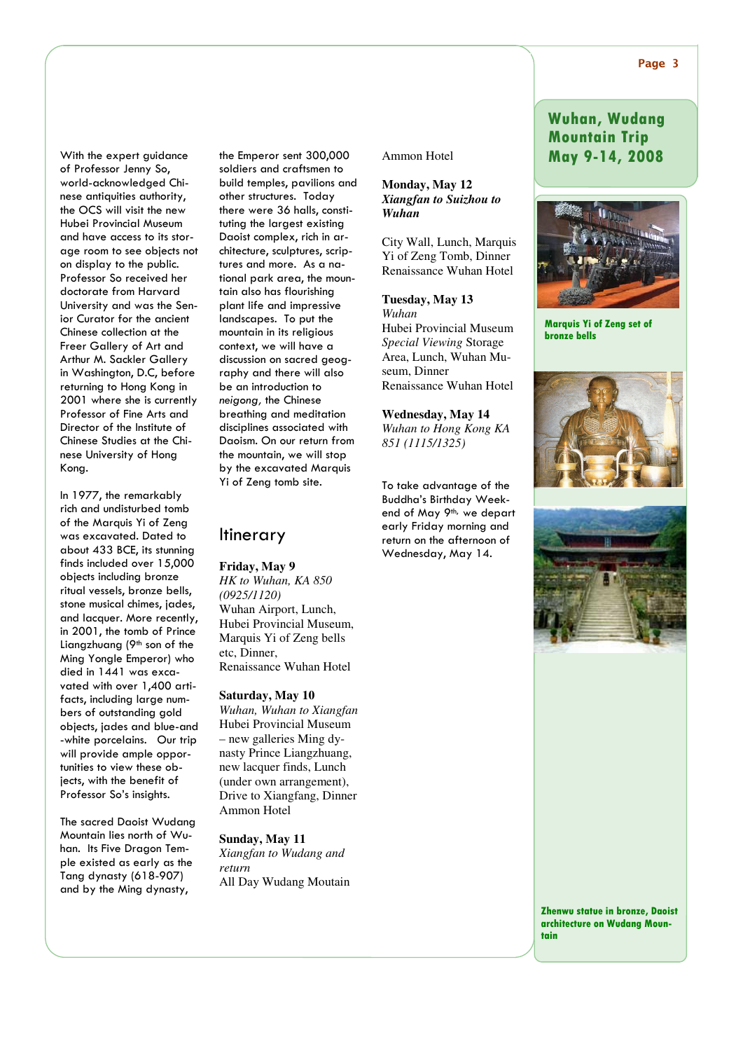## Wuhan, Wudang Mountain Trip May 9-14, 2008

With the expert guidance of Professor Jenny So, world-acknowledged Chinese antiquities authority, the OCS will visit the new Hubei Provincial Museum and have access to its storage room to see objects not on display to the public. Professor So received her doctorate from Harvard University and was the Senior Curator for the ancient Chinese collection at the Freer Gallery of Art and Arthur M. Sackler Gallery in Washington, D.C, before returning to Hong Kong in 2001 where she is currently Professor of Fine Arts and Director of the Institute of Chinese Studies at the Chinese University of Hong Kong.

In 1977, the remarkably rich and undisturbed tomb of the Marquis Yi of Zeng was excavated. Dated to about 433 BCE, its stunning finds included over 15,000 objects including bronze ritual vessels, bronze bells, stone musical chimes, jades, and lacquer. More recently, in 2001, the tomb of Prince Liangzhuang (9th son of the Ming Yongle Emperor) who died in 1441 was excavated with over 1,400 artifacts, including large numbers of outstanding gold objects, jades and blue-and-white porcelains. Our trip will provide ample opportunities to view these objects, with the benefit of Professor So's insights.

The sacred Daoist Wudang Mountain lies north of Wuhan. Its Five Dragon Temple existed as early as the Tang dynasty (618-907) and by the Ming dynasty, the Emperor sent 300,000 soldiers and craftsmen to build temples, pavilions and other structures. Today there were 36 halls, constituting the largest existing Daoist complex, rich in architecture, sculptures, scriptures and more. As a national park area, the mountain also has flourishing plant life and impressive landscapes. To put the mountain in its religious context, we will have a discussion on sacred geography and there will also be an introduction to *neigong*, the Chinese breathing and meditation disciplines associated with Daoism. On our return from the mountain, we will stop by the excavated Marquis Yi of Zeng tomb site.

## Itinerary

**Friday, May 9**
*HK to Wuhan, KA 850 (0925/1120)*
Wuhan Airport, Lunch, Hubei Provincial Museum, Marquis Yi of Zeng bells etc, Dinner,
Renaissance Wuhan Hotel

**Saturday, May 10**
*Wuhan, Wuhan to Xiangfan*
Hubei Provincial Museum – new galleries Ming dynasty Prince Liangzhuang, new lacquer finds, Lunch (under own arrangement), Drive to Xiangfang, Dinner
Ammon Hotel

**Sunday, May 11**
*Xiangfan to Wudang and return*
All Day Wudang Moutain
Ammon Hotel

**Monday, May 12**
***Xiangfan to Suizhou to Wuhan***

City Wall, Lunch, Marquis Yi of Zeng Tomb, Dinner
Renaissance Wuhan Hotel

**Tuesday, May 13**
*Wuhan*
Hubei Provincial Museum *Special Viewing* Storage Area, Lunch, Wuhan Museum, Dinner
Renaissance Wuhan Hotel

**Wednesday, May 14**
*Wuhan to Hong Kong KA 851 (1115/1325)*

To take advantage of the Buddha's Birthday Weekend of May 9th, we depart early Friday morning and return on the afternoon of Wednesday, May 14.

**Marquis Yi of Zeng set of bronze bells**

**Zhenwu statue in bronze, Daoist architecture on Wudang Mountain**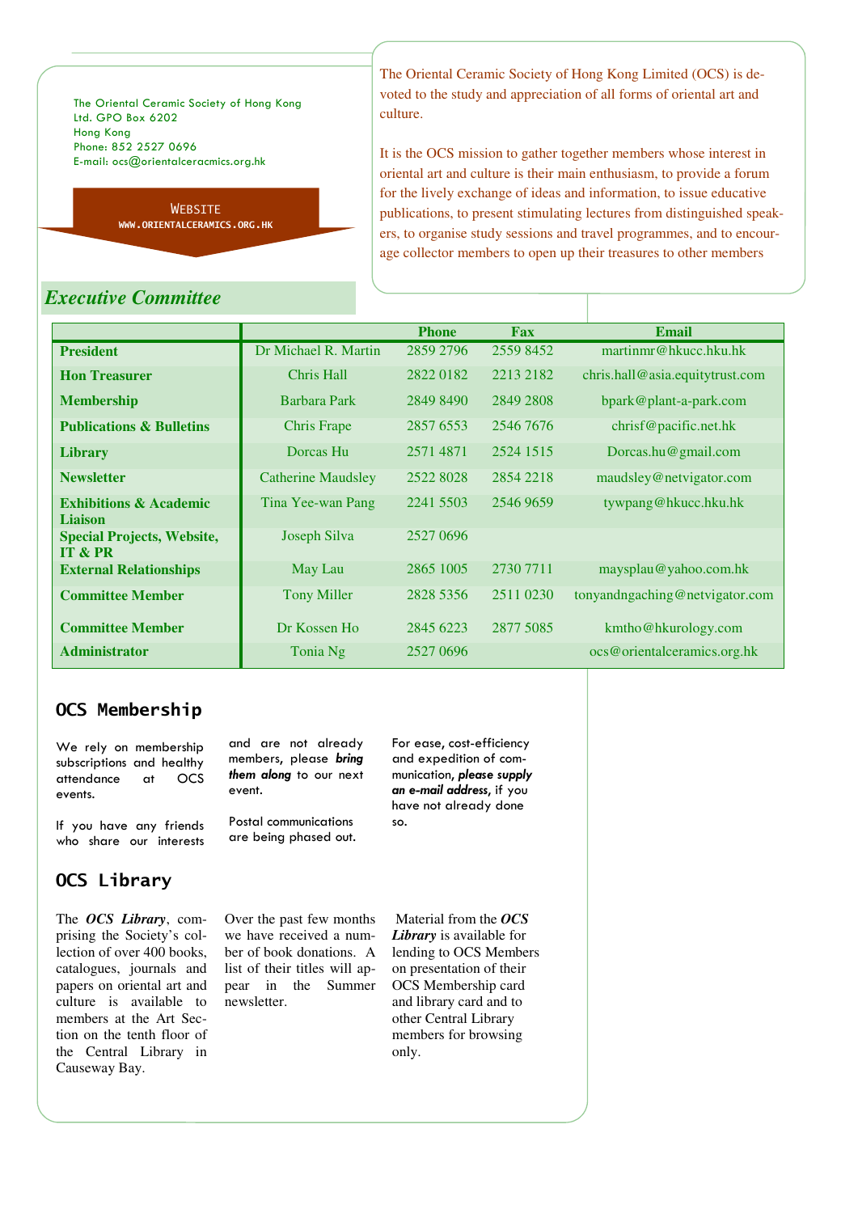The Oriental Ceramic Society of Hong Kong Ltd. GPO Box 6202
Hong Kong
Phone: 852 2527 0696
E-mail: ocs@orientalceracmics.org.hk

WEBSITE
WWW.ORIENTALCERAMICS.ORG.HK

The Oriental Ceramic Society of Hong Kong Limited (OCS) is devoted to the study and appreciation of all forms of oriental art and culture.

It is the OCS mission to gather together members whose interest in oriental art and culture is their main enthusiasm, to provide a forum for the lively exchange of ideas and information, to issue educative publications, to present stimulating lectures from distinguished speakers, to organise study sessions and travel programmes, and to encourage collector members to open up their treasures to other members

## *Executive Committee*

| | | Phone | Fax | Email |
|---|---|---|---|---|
| **President** | Dr Michael R. Martin | 2859 2796 | 2559 8452 | martinmr@hkucc.hku.hk |
| **Hon Treasurer** | Chris Hall | 2822 0182 | 2213 2182 | chris.hall@asia.equitytrust.com |
| **Membership** | Barbara Park | 2849 8490 | 2849 2808 | bpark@plant-a-park.com |
| **Publications & Bulletins** | Chris Frape | 2857 6553 | 2546 7676 | chrisf@pacific.net.hk |
| **Library** | Dorcas Hu | 2571 4871 | 2524 1515 | Dorcas.hu@gmail.com |
| **Newsletter** | Catherine Maudsley | 2522 8028 | 2854 2218 | maudsley@netvigator.com |
| **Exhibitions & Academic Liaison** | Tina Yee-wan Pang | 2241 5503 | 2546 9659 | tywpang@hkucc.hku.hk |
| **Special Projects, Website, IT & PR** | Joseph Silva | 2527 0696 | | |
| **External Relationships** | May Lau | 2865 1005 | 2730 7711 | maysplau@yahoo.com.hk |
| **Committee Member** | Tony Miller | 2828 5356 | 2511 0230 | tonyandngaching@netvigator.com |
| **Committee Member** | Dr Kossen Ho | 2845 6223 | 2877 5085 | kmtho@hkurology.com |
| **Administrator** | Tonia Ng | 2527 0696 | | ocs@orientalceramics.org.hk |

## OCS Membership

We rely on membership subscriptions and healthy attendance at OCS events.

If you have any friends who share our interests and are not already members, please ***bring them along*** to our next event.

Postal communications are being phased out.

For ease, cost-efficiency and expedition of communication, ***please supply an e-mail address***, if you have not already done so.

## OCS Library

The ***OCS Library***, comprising the Society's collection of over 400 books, catalogues, journals and papers on oriental art and culture is available to members at the Art Section on the tenth floor of the Central Library in Causeway Bay.

Over the past few months we have received a number of book donations. A list of their titles will appear in the Summer newsletter.

Material from the ***OCS Library*** is available for lending to OCS Members on presentation of their OCS Membership card and library card and to other Central Library members for browsing only.